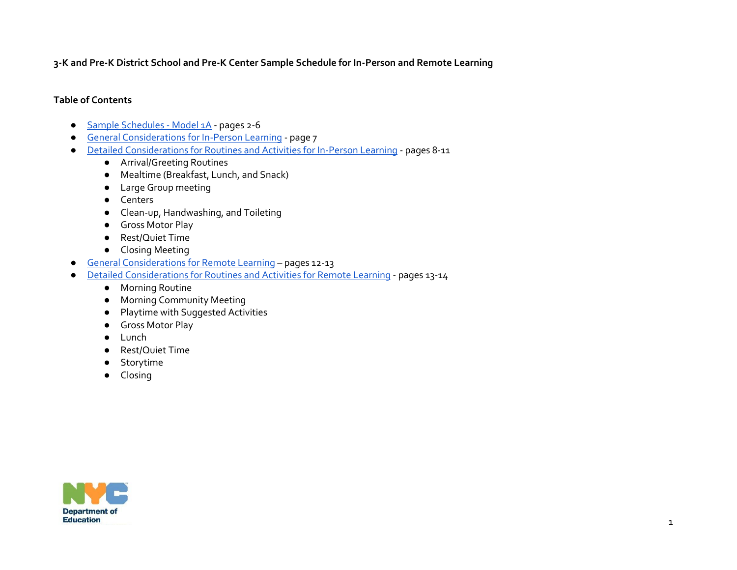**3-K and Pre-K District School and Pre-K Center Sample Schedule for In-Person and Remote Learning**

**Table of Contents**

- Sample Schedules - Model 1A - pages 2-6
- General Considerations for In-Person Learning - page 7
- Detailed Considerations for Routines and Activities for In-Person Learning - pages 8-11
  - Arrival/Greeting Routines
  - Mealtime (Breakfast, Lunch, and Snack)
  - Large Group meeting
  - Centers
  - Clean-up, Handwashing, and Toileting
  - Gross Motor Play
  - Rest/Quiet Time
  - Closing Meeting
- General Considerations for Remote Learning – pages 12-13
- Detailed Considerations for Routines and Activities for Remote Learning - pages 13-14
  - Morning Routine
  - Morning Community Meeting
  - Playtime with Suggested Activities
  - Gross Motor Play
  - Lunch
  - Rest/Quiet Time
  - Storytime
  - Closing

NYC Department of Education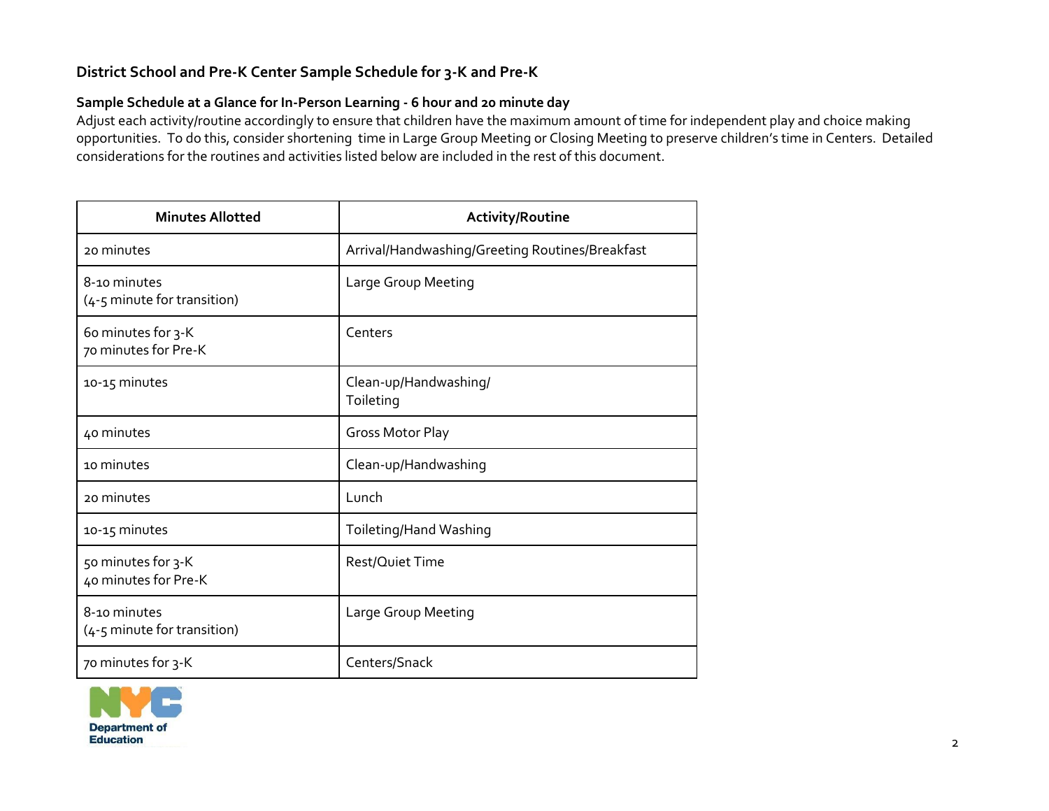## District School and Pre-K Center Sample Schedule for 3-K and Pre-K

### Sample Schedule at a Glance for In-Person Learning - 6 hour and 20 minute day

Adjust each activity/routine accordingly to ensure that children have the maximum amount of time for independent play and choice making opportunities. To do this, consider shortening time in Large Group Meeting or Closing Meeting to preserve children's time in Centers. Detailed considerations for the routines and activities listed below are included in the rest of this document.

| Minutes Allotted | Activity/Routine |
| --- | --- |
| 20 minutes | Arrival/Handwashing/Greeting Routines/Breakfast |
| 8-10 minutes<br>(4-5 minute for transition) | Large Group Meeting |
| 60 minutes for 3-K<br>70 minutes for Pre-K | Centers |
| 10-15 minutes | Clean-up/Handwashing/<br>Toileting |
| 40 minutes | Gross Motor Play |
| 10 minutes | Clean-up/Handwashing |
| 20 minutes | Lunch |
| 10-15 minutes | Toileting/Hand Washing |
| 50 minutes for 3-K<br>40 minutes for Pre-K | Rest/Quiet Time |
| 8-10 minutes<br>(4-5 minute for transition) | Large Group Meeting |
| 70 minutes for 3-K | Centers/Snack |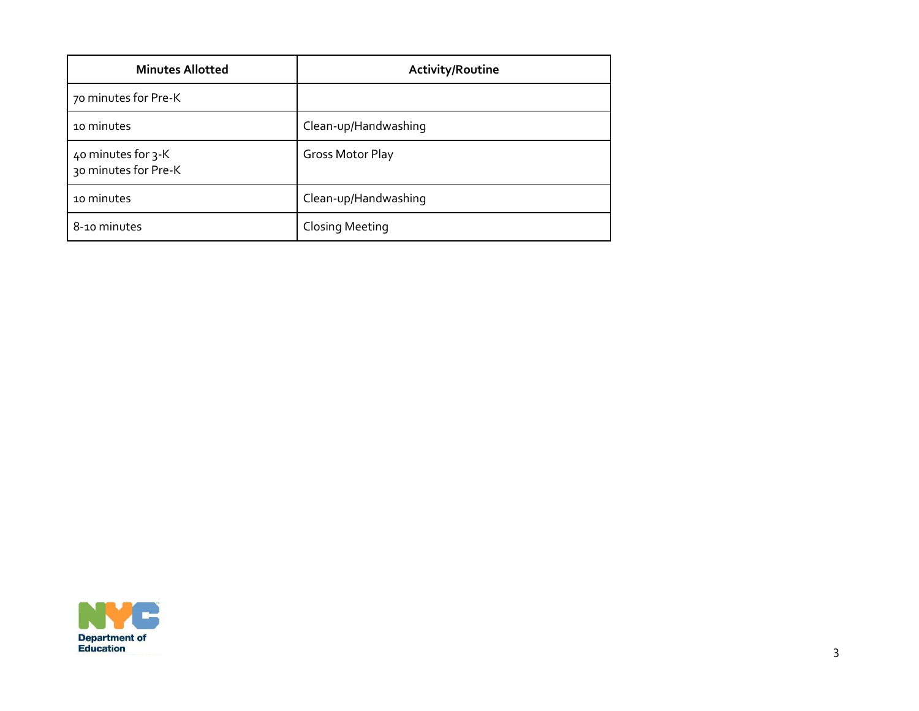| Minutes Allotted | Activity/Routine |
| --- | --- |
| 70 minutes for Pre-K | |
| 10 minutes | Clean-up/Handwashing |
| 40 minutes for 3-K<br>30 minutes for Pre-K | Gross Motor Play |
| 10 minutes | Clean-up/Handwashing |
| 8-10 minutes | Closing Meeting |

NYC Department of Education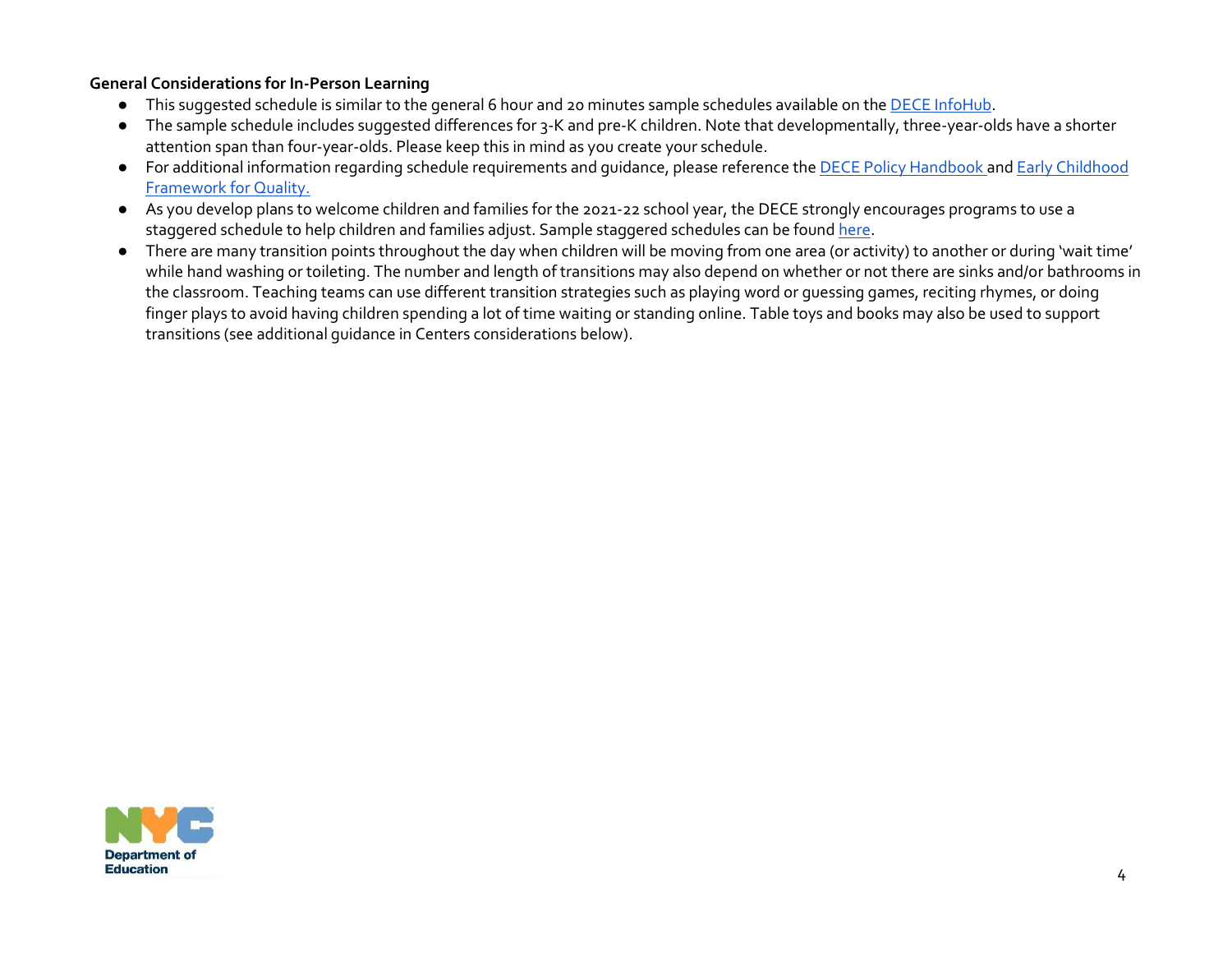**General Considerations for In-Person Learning**

- This suggested schedule is similar to the general 6 hour and 20 minutes sample schedules available on the DECE InfoHub.
- The sample schedule includes suggested differences for 3-K and pre-K children. Note that developmentally, three-year-olds have a shorter attention span than four-year-olds. Please keep this in mind as you create your schedule.
- For additional information regarding schedule requirements and guidance, please reference the DECE Policy Handbook and Early Childhood Framework for Quality.
- As you develop plans to welcome children and families for the 2021-22 school year, the DECE strongly encourages programs to use a staggered schedule to help children and families adjust. Sample staggered schedules can be found here.
- There are many transition points throughout the day when children will be moving from one area (or activity) to another or during 'wait time' while hand washing or toileting. The number and length of transitions may also depend on whether or not there are sinks and/or bathrooms in the classroom. Teaching teams can use different transition strategies such as playing word or guessing games, reciting rhymes, or doing finger plays to avoid having children spending a lot of time waiting or standing online. Table toys and books may also be used to support transitions (see additional guidance in Centers considerations below).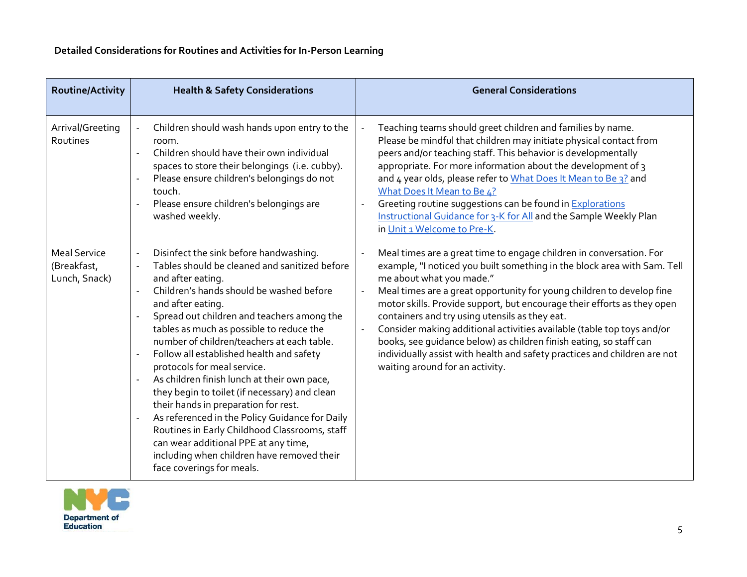**Detailed Considerations for Routines and Activities for In-Person Learning**

| Routine/Activity | Health & Safety Considerations | General Considerations |
|---|---|---|
| Arrival/Greeting Routines | - Children should wash hands upon entry to the room.<br>- Children should have their own individual spaces to store their belongings (i.e. cubby).<br>- Please ensure children's belongings do not touch.<br>- Please ensure children's belongings are washed weekly. | - Teaching teams should greet children and families by name. Please be mindful that children may initiate physical contact from peers and/or teaching staff. This behavior is developmentally appropriate. For more information about the development of 3 and 4 year olds, please refer to What Does It Mean to Be 3? and What Does It Mean to Be 4?<br>- Greeting routine suggestions can be found in Explorations Instructional Guidance for 3-K for All and the Sample Weekly Plan in Unit 1 Welcome to Pre-K. |
| Meal Service (Breakfast, Lunch, Snack) | - Disinfect the sink before handwashing.<br>- Tables should be cleaned and sanitized before and after eating.<br>- Children's hands should be washed before and after eating.<br>- Spread out children and teachers among the tables as much as possible to reduce the number of children/teachers at each table.<br>- Follow all established health and safety protocols for meal service.<br>- As children finish lunch at their own pace, they begin to toilet (if necessary) and clean their hands in preparation for rest.<br>- As referenced in the Policy Guidance for Daily Routines in Early Childhood Classrooms, staff can wear additional PPE at any time, including when children have removed their face coverings for meals. | - Meal times are a great time to engage children in conversation. For example, "I noticed you built something in the block area with Sam. Tell me about what you made."<br>- Meal times are a great opportunity for young children to develop fine motor skills. Provide support, but encourage their efforts as they open containers and try using utensils as they eat.<br>- Consider making additional activities available (table top toys and/or books, see guidance below) as children finish eating, so staff can individually assist with health and safety practices and children are not waiting around for an activity. |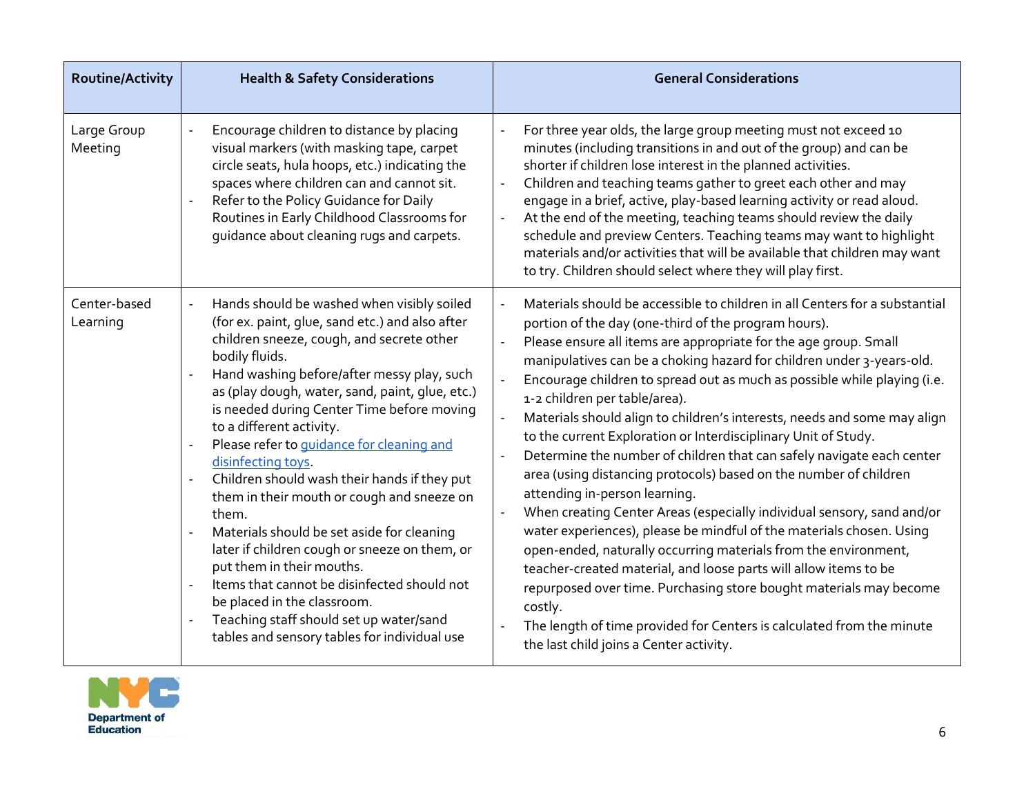| Routine/Activity | Health & Safety Considerations | General Considerations |
|---|---|---|
| Large Group Meeting | - Encourage children to distance by placing visual markers (with masking tape, carpet circle seats, hula hoops, etc.) indicating the spaces where children can and cannot sit.<br>- Refer to the Policy Guidance for Daily Routines in Early Childhood Classrooms for guidance about cleaning rugs and carpets. | - For three year olds, the large group meeting must not exceed 10 minutes (including transitions in and out of the group) and can be shorter if children lose interest in the planned activities.<br>- Children and teaching teams gather to greet each other and may engage in a brief, active, play-based learning activity or read aloud.<br>- At the end of the meeting, teaching teams should review the daily schedule and preview Centers. Teaching teams may want to highlight materials and/or activities that will be available that children may want to try. Children should select where they will play first. |
| Center-based Learning | - Hands should be washed when visibly soiled (for ex. paint, glue, sand etc.) and also after children sneeze, cough, and secrete other bodily fluids.<br>- Hand washing before/after messy play, such as (play dough, water, sand, paint, glue, etc.) is needed during Center Time before moving to a different activity.<br>- Please refer to guidance for cleaning and disinfecting toys.<br>- Children should wash their hands if they put them in their mouth or cough and sneeze on them.<br>- Materials should be set aside for cleaning later if children cough or sneeze on them, or put them in their mouths.<br>- Items that cannot be disinfected should not be placed in the classroom.<br>- Teaching staff should set up water/sand tables and sensory tables for individual use | - Materials should be accessible to children in all Centers for a substantial portion of the day (one-third of the program hours).<br>- Please ensure all items are appropriate for the age group. Small manipulatives can be a choking hazard for children under 3-years-old.<br>- Encourage children to spread out as much as possible while playing (i.e. 1-2 children per table/area).<br>- Materials should align to children's interests, needs and some may align to the current Exploration or Interdisciplinary Unit of Study.<br>- Determine the number of children that can safely navigate each center area (using distancing protocols) based on the number of children attending in-person learning.<br>- When creating Center Areas (especially individual sensory, sand and/or water experiences), please be mindful of the materials chosen. Using open-ended, naturally occurring materials from the environment, teacher-created material, and loose parts will allow items to be repurposed over time. Purchasing store bought materials may become costly.<br>- The length of time provided for Centers is calculated from the minute the last child joins a Center activity. |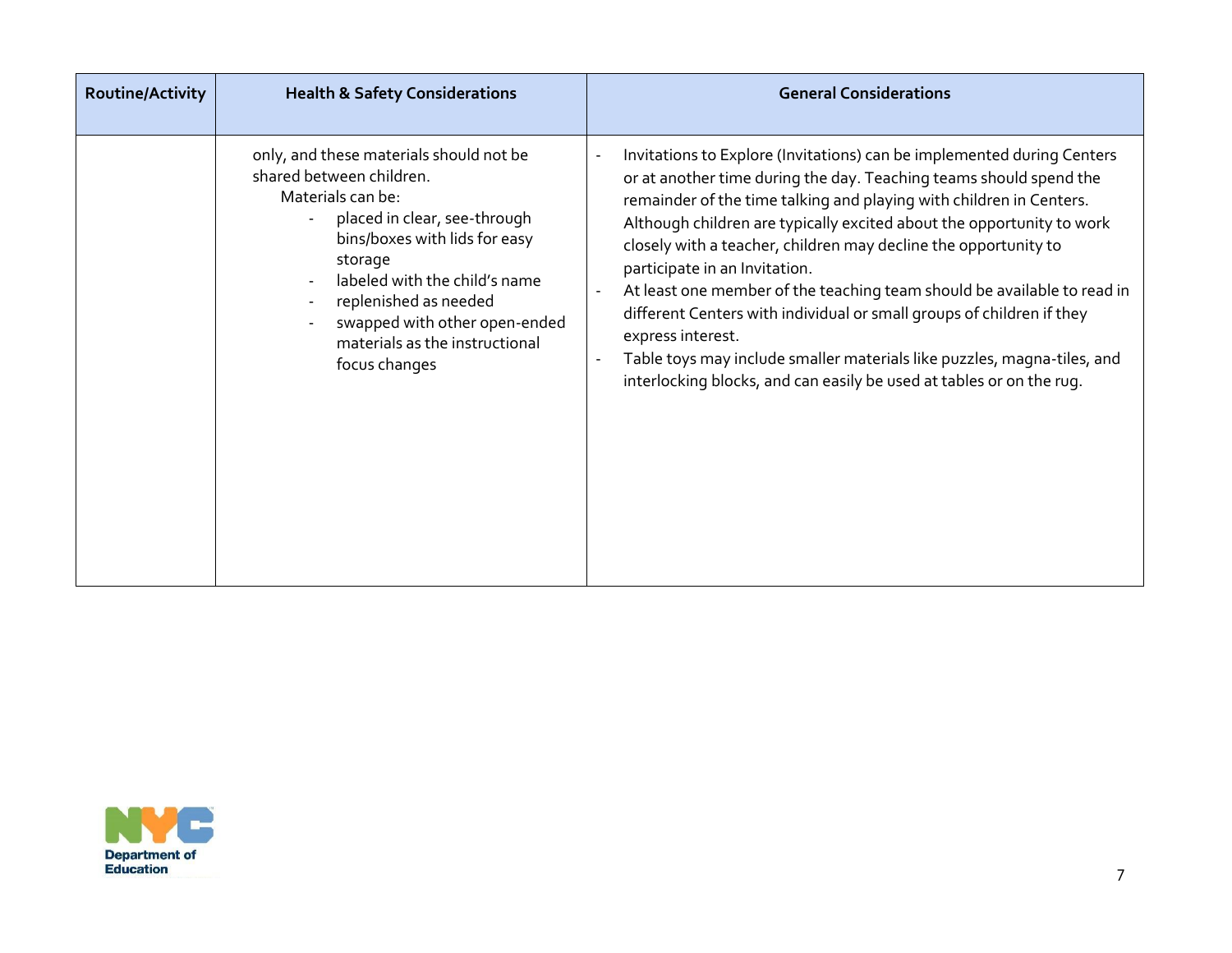| Routine/Activity | Health & Safety Considerations | General Considerations |
|---|---|---|
| | only, and these materials should not be shared between children.<br>Materials can be:<br>- placed in clear, see-through bins/boxes with lids for easy storage<br>- labeled with the child's name<br>- replenished as needed<br>- swapped with other open-ended materials as the instructional focus changes | - Invitations to Explore (Invitations) can be implemented during Centers or at another time during the day. Teaching teams should spend the remainder of the time talking and playing with children in Centers. Although children are typically excited about the opportunity to work closely with a teacher, children may decline the opportunity to participate in an Invitation.<br>- At least one member of the teaching team should be available to read in different Centers with individual or small groups of children if they express interest.<br>- Table toys may include smaller materials like puzzles, magna-tiles, and interlocking blocks, and can easily be used at tables or on the rug. |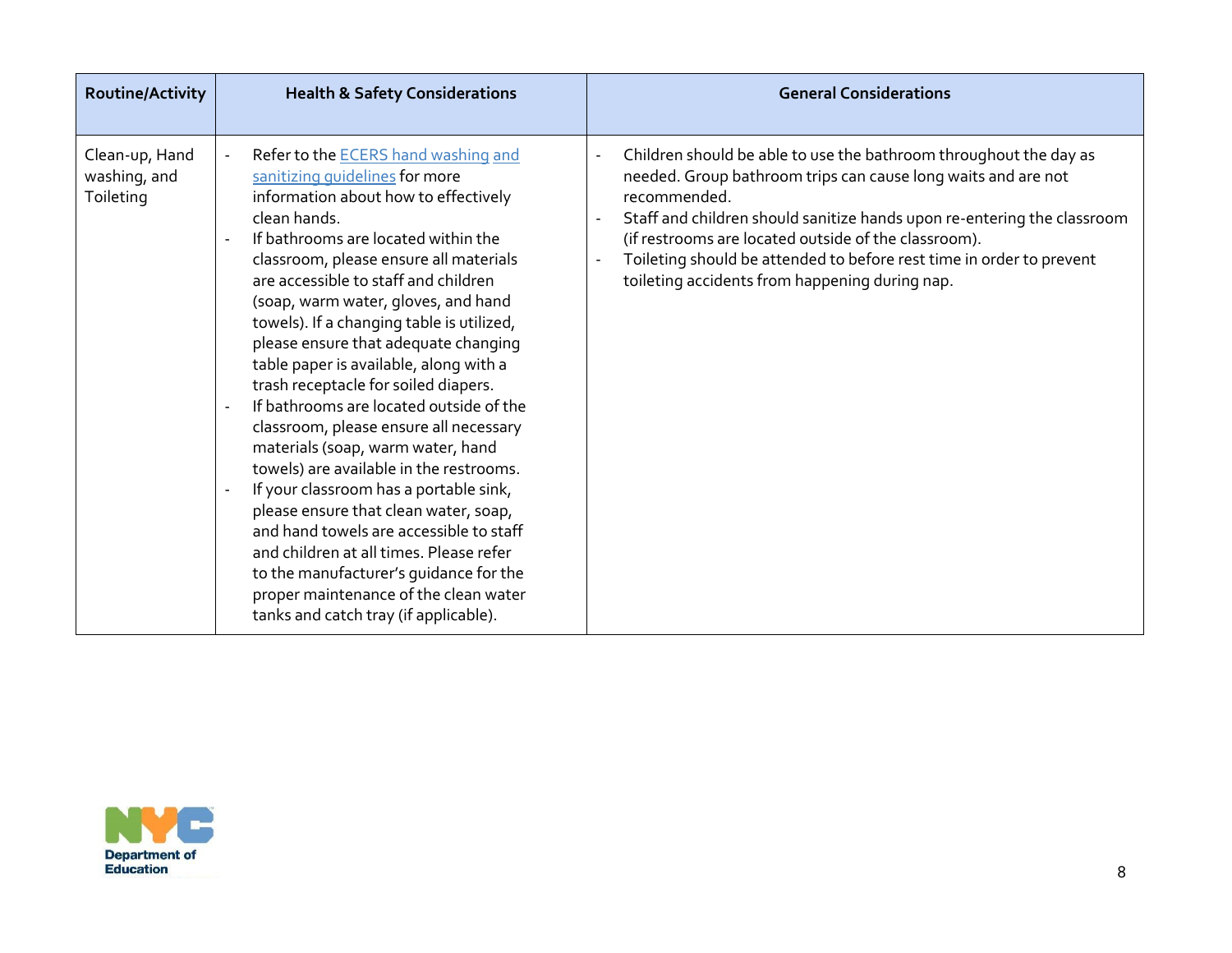| Routine/Activity | Health & Safety Considerations | General Considerations |
|---|---|---|
| Clean-up, Hand washing, and Toileting | - Refer to the [ECERS hand washing and sanitizing guidelines]() for more information about how to effectively clean hands.<br>- If bathrooms are located within the classroom, please ensure all materials are accessible to staff and children (soap, warm water, gloves, and hand towels). If a changing table is utilized, please ensure that adequate changing table paper is available, along with a trash receptacle for soiled diapers.<br>- If bathrooms are located outside of the classroom, please ensure all necessary materials (soap, warm water, hand towels) are available in the restrooms.<br>- If your classroom has a portable sink, please ensure that clean water, soap, and hand towels are accessible to staff and children at all times. Please refer to the manufacturer's guidance for the proper maintenance of the clean water tanks and catch tray (if applicable). | - Children should be able to use the bathroom throughout the day as needed. Group bathroom trips can cause long waits and are not recommended.<br>- Staff and children should sanitize hands upon re-entering the classroom (if restrooms are located outside of the classroom).<br>- Toileting should be attended to before rest time in order to prevent toileting accidents from happening during nap. |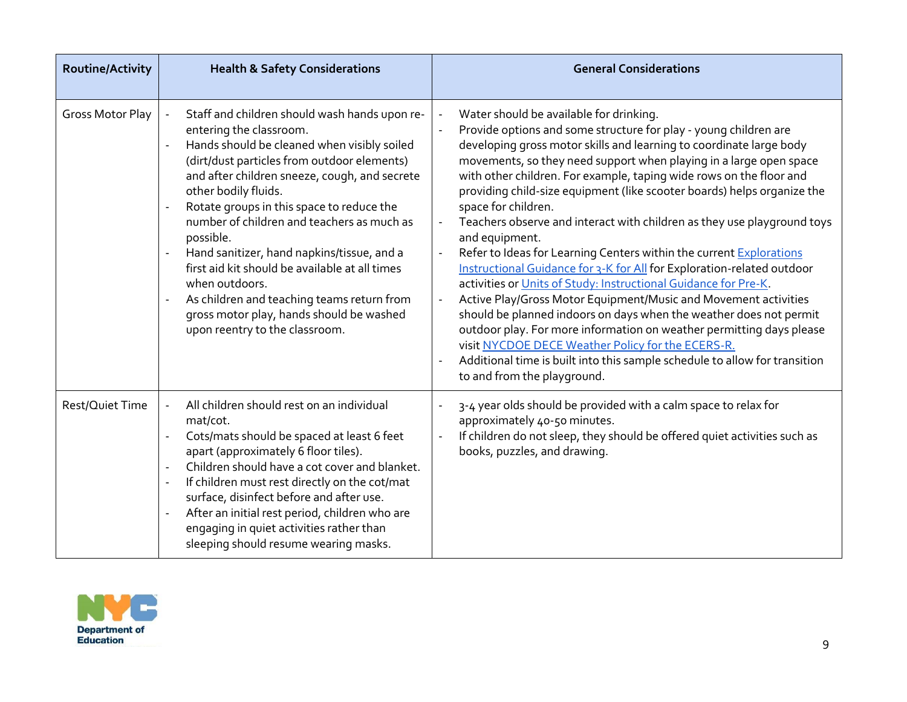| Routine/Activity | Health & Safety Considerations | General Considerations |
|---|---|---|
| Gross Motor Play | - Staff and children should wash hands upon re-entering the classroom.<br>- Hands should be cleaned when visibly soiled (dirt/dust particles from outdoor elements) and after children sneeze, cough, and secrete other bodily fluids.<br>- Rotate groups in this space to reduce the number of children and teachers as much as possible.<br>- Hand sanitizer, hand napkins/tissue, and a first aid kit should be available at all times when outdoors.<br>- As children and teaching teams return from gross motor play, hands should be washed upon reentry to the classroom. | - Water should be available for drinking.<br>- Provide options and some structure for play - young children are developing gross motor skills and learning to coordinate large body movements, so they need support when playing in a large open space with other children. For example, taping wide rows on the floor and providing child-size equipment (like scooter boards) helps organize the space for children.<br>- Teachers observe and interact with children as they use playground toys and equipment.<br>- Refer to Ideas for Learning Centers within the current Explorations Instructional Guidance for 3-K for All for Exploration-related outdoor activities or Units of Study: Instructional Guidance for Pre-K.<br>- Active Play/Gross Motor Equipment/Music and Movement activities should be planned indoors on days when the weather does not permit outdoor play. For more information on weather permitting days please visit NYCDOE DECE Weather Policy for the ECERS-R.<br>- Additional time is built into this sample schedule to allow for transition to and from the playground. |
| Rest/Quiet Time | - All children should rest on an individual mat/cot.<br>- Cots/mats should be spaced at least 6 feet apart (approximately 6 floor tiles).<br>- Children should have a cot cover and blanket.<br>- If children must rest directly on the cot/mat surface, disinfect before and after use.<br>- After an initial rest period, children who are engaging in quiet activities rather than sleeping should resume wearing masks. | - 3-4 year olds should be provided with a calm space to relax for approximately 40-50 minutes.<br>- If children do not sleep, they should be offered quiet activities such as books, puzzles, and drawing. |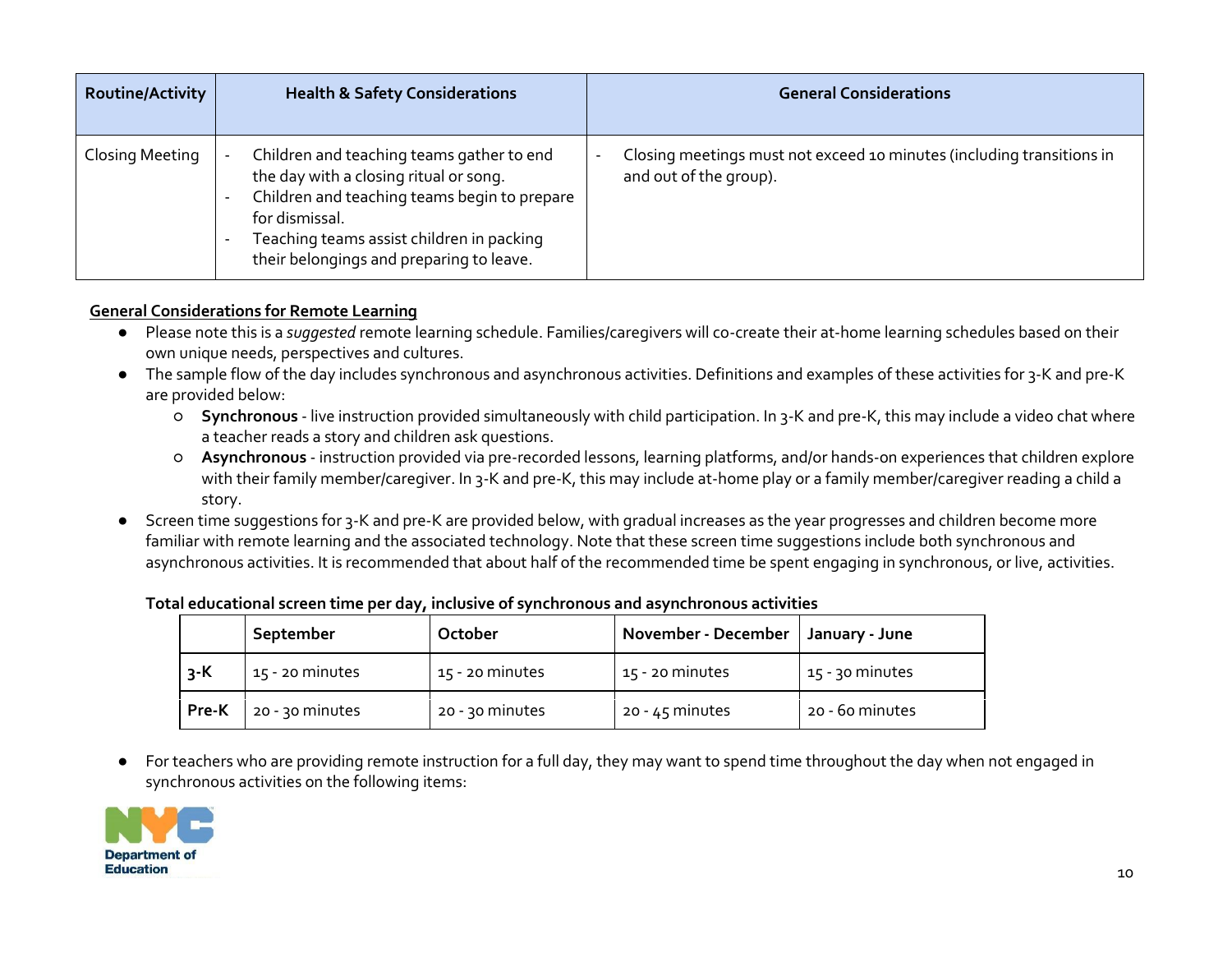| Routine/Activity | Health & Safety Considerations | General Considerations |
|---|---|---|
| Closing Meeting | - Children and teaching teams gather to end the day with a closing ritual or song.<br>- Children and teaching teams begin to prepare for dismissal.<br>- Teaching teams assist children in packing their belongings and preparing to leave. | - Closing meetings must not exceed 10 minutes (including transitions in and out of the group). |

**General Considerations for Remote Learning**

- Please note this is a *suggested* remote learning schedule. Families/caregivers will co-create their at-home learning schedules based on their own unique needs, perspectives and cultures.
- The sample flow of the day includes synchronous and asynchronous activities. Definitions and examples of these activities for 3-K and pre-K are provided below:
  - **Synchronous** - live instruction provided simultaneously with child participation. In 3-K and pre-K, this may include a video chat where a teacher reads a story and children ask questions.
  - **Asynchronous** - instruction provided via pre-recorded lessons, learning platforms, and/or hands-on experiences that children explore with their family member/caregiver. In 3-K and pre-K, this may include at-home play or a family member/caregiver reading a child a story.
- Screen time suggestions for 3-K and pre-K are provided below, with gradual increases as the year progresses and children become more familiar with remote learning and the associated technology. Note that these screen time suggestions include both synchronous and asynchronous activities. It is recommended that about half of the recommended time be spent engaging in synchronous, or live, activities.

**Total educational screen time per day, inclusive of synchronous and asynchronous activities**

| | September | October | November - December | January - June |
|---|---|---|---|---|
| **3-K** | 15 - 20 minutes | 15 - 20 minutes | 15 - 20 minutes | 15 - 30 minutes |
| **Pre-K** | 20 - 30 minutes | 20 - 30 minutes | 20 - 45 minutes | 20 - 60 minutes |

- For teachers who are providing remote instruction for a full day, they may want to spend time throughout the day when not engaged in synchronous activities on the following items: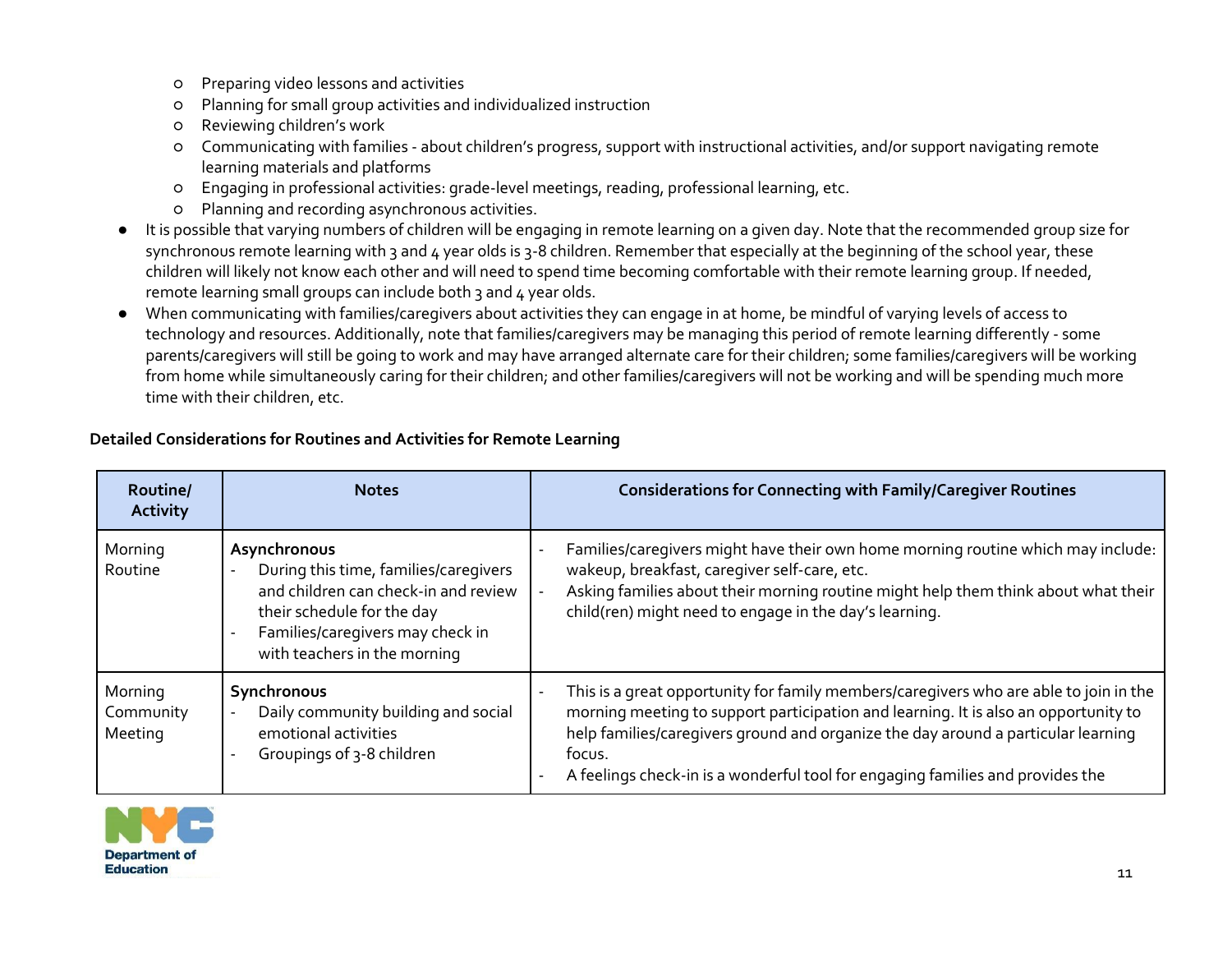- Preparing video lessons and activities
    - Planning for small group activities and individualized instruction
    - Reviewing children's work
    - Communicating with families - about children's progress, support with instructional activities, and/or support navigating remote learning materials and platforms
    - Engaging in professional activities: grade-level meetings, reading, professional learning, etc.
    - Planning and recording asynchronous activities.
- It is possible that varying numbers of children will be engaging in remote learning on a given day. Note that the recommended group size for synchronous remote learning with 3 and 4 year olds is 3-8 children. Remember that especially at the beginning of the school year, these children will likely not know each other and will need to spend time becoming comfortable with their remote learning group. If needed, remote learning small groups can include both 3 and 4 year olds.
- When communicating with families/caregivers about activities they can engage in at home, be mindful of varying levels of access to technology and resources. Additionally, note that families/caregivers may be managing this period of remote learning differently - some parents/caregivers will still be going to work and may have arranged alternate care for their children; some families/caregivers will be working from home while simultaneously caring for their children; and other families/caregivers will not be working and will be spending much more time with their children, etc.

**Detailed Considerations for Routines and Activities for Remote Learning**

| Routine/ Activity | Notes | Considerations for Connecting with Family/Caregiver Routines |
|---|---|---|
| Morning Routine | **Asynchronous**<br>- During this time, families/caregivers and children can check-in and review their schedule for the day<br>- Families/caregivers may check in with teachers in the morning | - Families/caregivers might have their own home morning routine which may include: wakeup, breakfast, caregiver self-care, etc.<br>- Asking families about their morning routine might help them think about what their child(ren) might need to engage in the day's learning. |
| Morning Community Meeting | **Synchronous**<br>- Daily community building and social emotional activities<br>- Groupings of 3-8 children | - This is a great opportunity for family members/caregivers who are able to join in the morning meeting to support participation and learning. It is also an opportunity to help families/caregivers ground and organize the day around a particular learning focus.<br>- A feelings check-in is a wonderful tool for engaging families and provides the |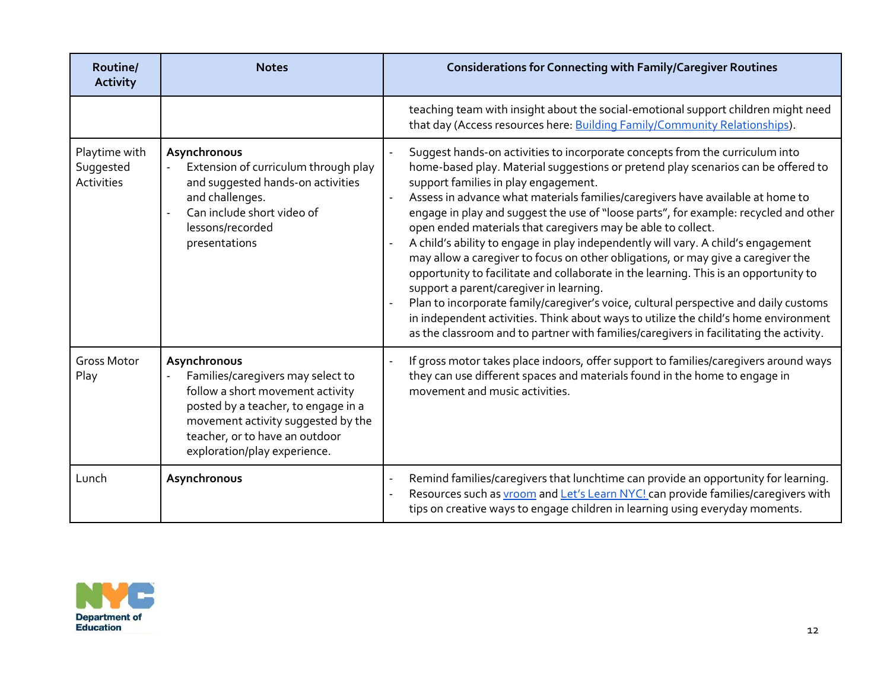| Routine/ Activity | Notes | Considerations for Connecting with Family/Caregiver Routines |
|---|---|---|
| | | teaching team with insight about the social-emotional support children might need that day (Access resources here: Building Family/Community Relationships). |
| Playtime with Suggested Activities | **Asynchronous**<br>- Extension of curriculum through play and suggested hands-on activities and challenges.<br>- Can include short video of lessons/recorded presentations | - Suggest hands-on activities to incorporate concepts from the curriculum into home-based play. Material suggestions or pretend play scenarios can be offered to support families in play engagement.<br>- Assess in advance what materials families/caregivers have available at home to engage in play and suggest the use of "loose parts", for example: recycled and other open ended materials that caregivers may be able to collect.<br>- A child's ability to engage in play independently will vary. A child's engagement may allow a caregiver to focus on other obligations, or may give a caregiver the opportunity to facilitate and collaborate in the learning. This is an opportunity to support a parent/caregiver in learning.<br>- Plan to incorporate family/caregiver's voice, cultural perspective and daily customs in independent activities. Think about ways to utilize the child's home environment as the classroom and to partner with families/caregivers in facilitating the activity. |
| Gross Motor Play | **Asynchronous**<br>- Families/caregivers may select to follow a short movement activity posted by a teacher, to engage in a movement activity suggested by the teacher, or to have an outdoor exploration/play experience. | - If gross motor takes place indoors, offer support to families/caregivers around ways they can use different spaces and materials found in the home to engage in movement and music activities. |
| Lunch | **Asynchronous** | - Remind families/caregivers that lunchtime can provide an opportunity for learning.<br>- Resources such as vroom and Let's Learn NYC! can provide families/caregivers with tips on creative ways to engage children in learning using everyday moments. |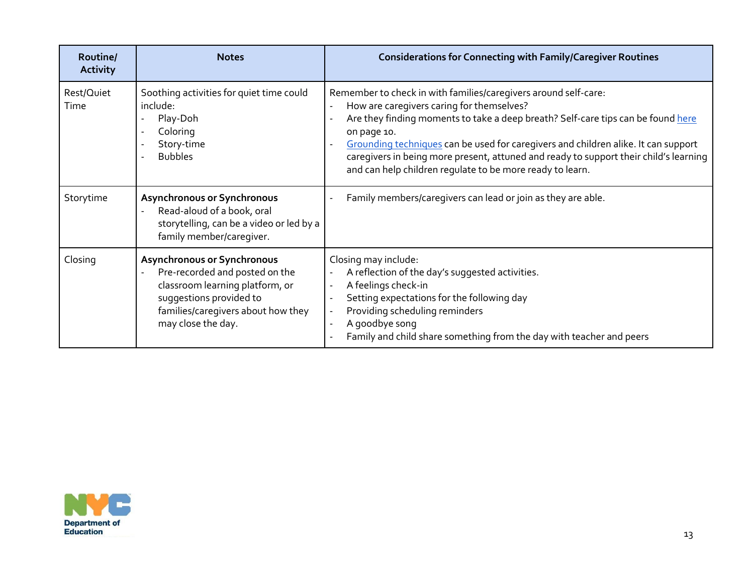| Routine/ Activity | Notes | Considerations for Connecting with Family/Caregiver Routines |
|---|---|---|
| Rest/Quiet Time | Soothing activities for quiet time could include:<br>- Play-Doh<br>- Coloring<br>- Story-time<br>- Bubbles | Remember to check in with families/caregivers around self-care:<br>- How are caregivers caring for themselves?<br>- Are they finding moments to take a deep breath? Self-care tips can be found here on page 10.<br>- Grounding techniques can be used for caregivers and children alike. It can support caregivers in being more present, attuned and ready to support their child's learning and can help children regulate to be more ready to learn. |
| Storytime | **Asynchronous or Synchronous**<br>- Read-aloud of a book, oral storytelling, can be a video or led by a family member/caregiver. | - Family members/caregivers can lead or join as they are able. |
| Closing | **Asynchronous or Synchronous**<br>- Pre-recorded and posted on the classroom learning platform, or suggestions provided to families/caregivers about how they may close the day. | Closing may include:<br>- A reflection of the day's suggested activities.<br>- A feelings check-in<br>- Setting expectations for the following day<br>- Providing scheduling reminders<br>- A goodbye song<br>- Family and child share something from the day with teacher and peers |

NYC Department of Education